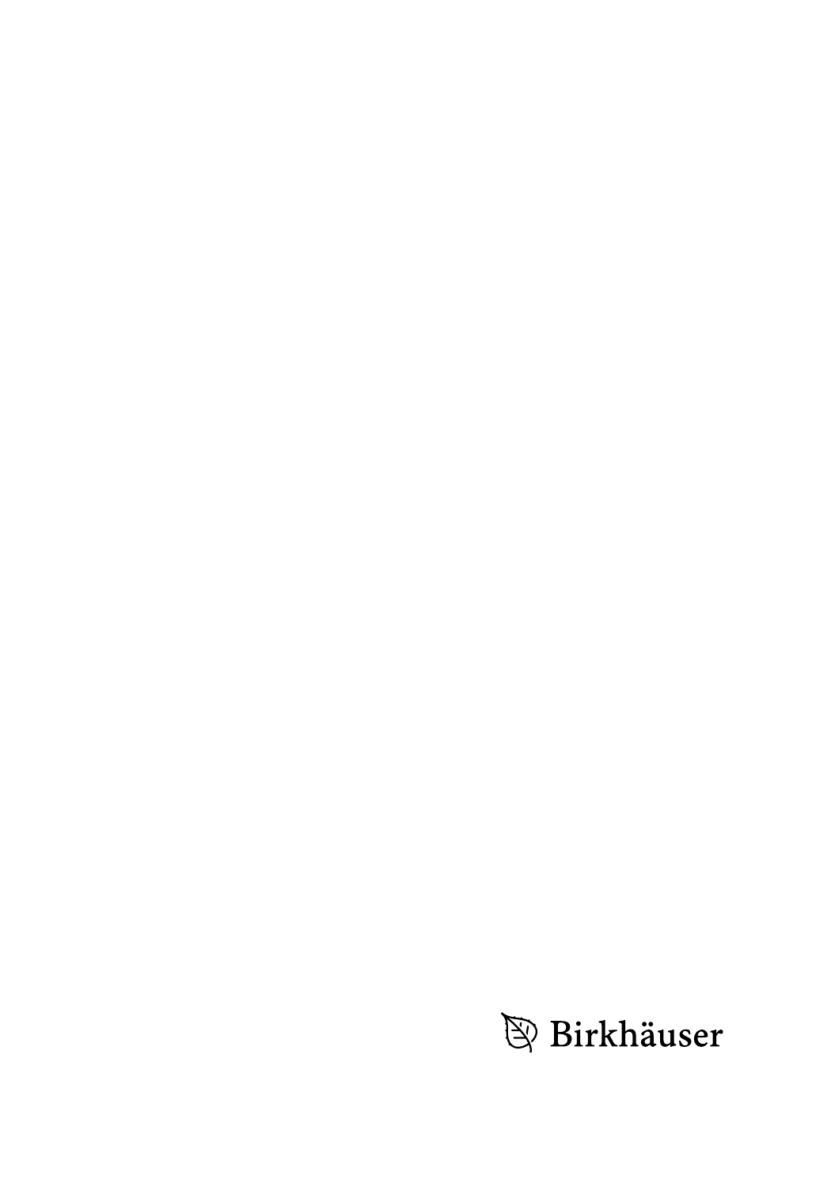Birkhäuser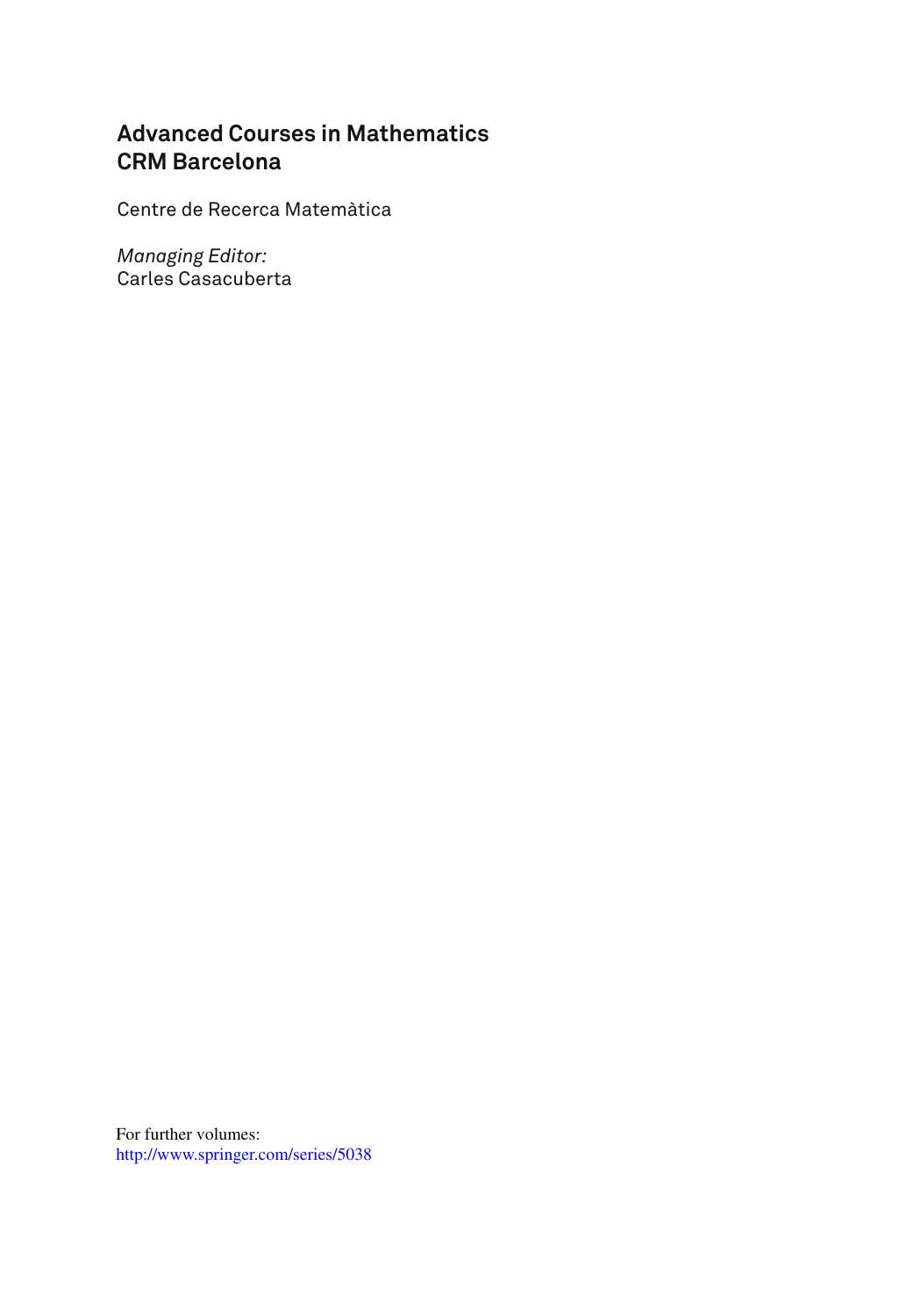# Advanced Courses in Mathematics
# CRM Barcelona

Centre de Recerca Matemàtica

*Managing Editor:*
Carles Casacuberta

For further volumes:
http://www.springer.com/series/5038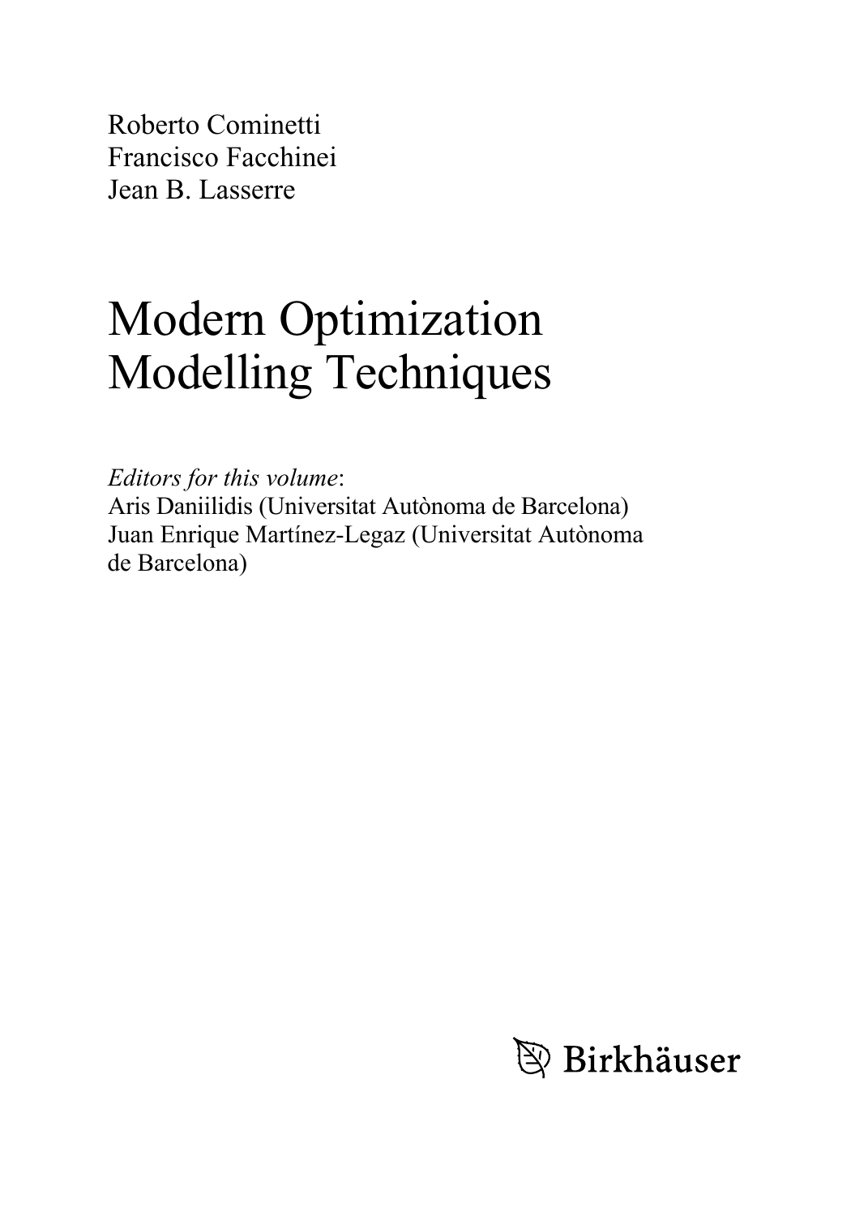Roberto Cominetti
Francisco Facchinei
Jean B. Lasserre

# Modern Optimization Modelling Techniques

*Editors for this volume*:
Aris Daniilidis (Universitat Autònoma de Barcelona)
Juan Enrique Martínez-Legaz (Universitat Autònoma de Barcelona)

Birkhäuser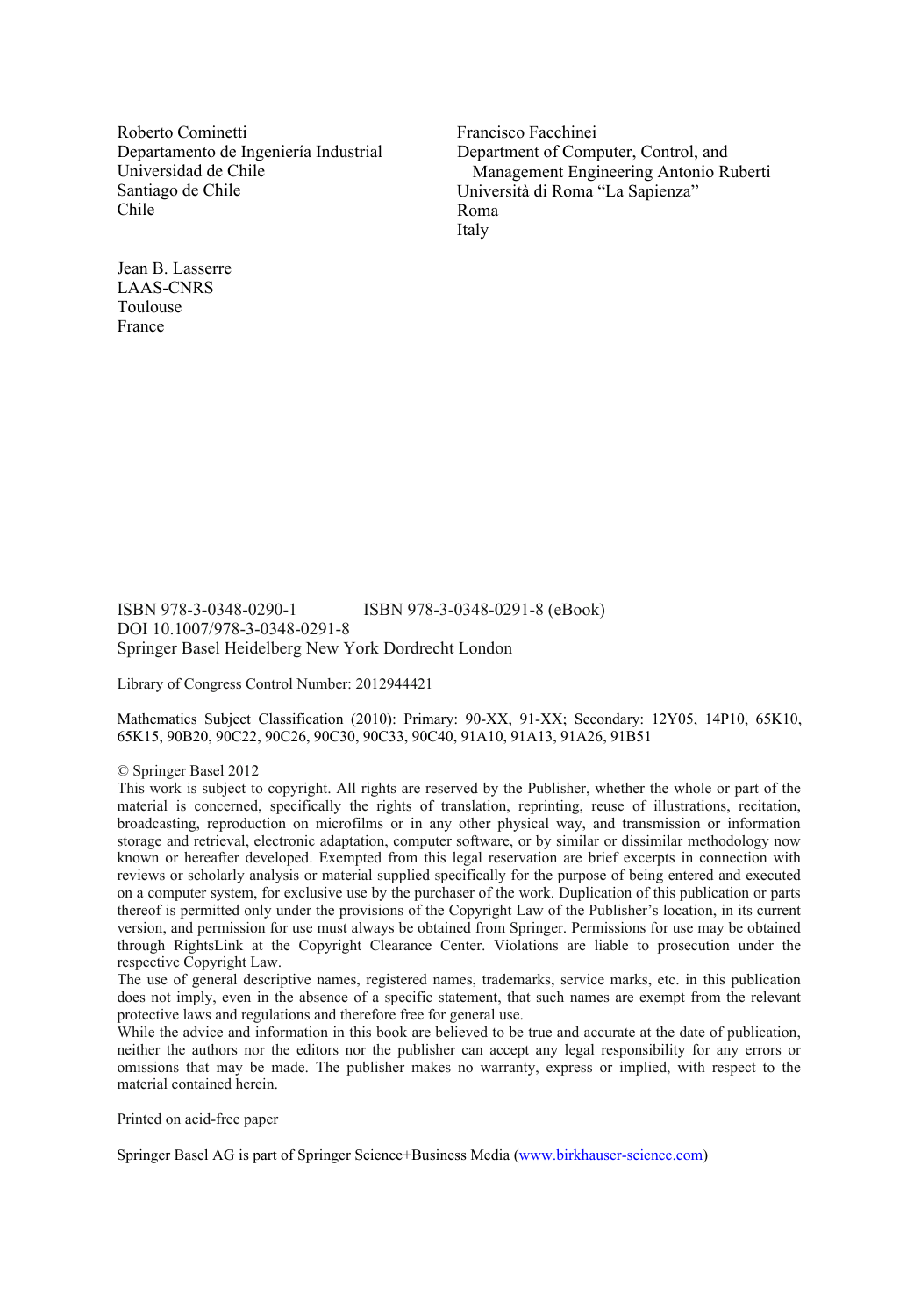Roberto Cominetti
Departamento de Ingeniería Industrial
Universidad de Chile
Santiago de Chile
Chile

Francisco Facchinei
Department of Computer, Control, and
Management Engineering Antonio Ruberti
Università di Roma "La Sapienza"
Roma
Italy

Jean B. Lasserre
LAAS-CNRS
Toulouse
France

ISBN 978-3-0348-0290-1 ISBN 978-3-0348-0291-8 (eBook)
DOI 10.1007/978-3-0348-0291-8
Springer Basel Heidelberg New York Dordrecht London

Library of Congress Control Number: 2012944421

Mathematics Subject Classification (2010): Primary: 90-XX, 91-XX; Secondary: 12Y05, 14P10, 65K10, 65K15, 90B20, 90C22, 90C26, 90C30, 90C33, 90C40, 91A10, 91A13, 91A26, 91B51

© Springer Basel 2012
This work is subject to copyright. All rights are reserved by the Publisher, whether the whole or part of the material is concerned, specifically the rights of translation, reprinting, reuse of illustrations, recitation, broadcasting, reproduction on microfilms or in any other physical way, and transmission or information storage and retrieval, electronic adaptation, computer software, or by similar or dissimilar methodology now known or hereafter developed. Exempted from this legal reservation are brief excerpts in connection with reviews or scholarly analysis or material supplied specifically for the purpose of being entered and executed on a computer system, for exclusive use by the purchaser of the work. Duplication of this publication or parts thereof is permitted only under the provisions of the Copyright Law of the Publisher's location, in its current version, and permission for use must always be obtained from Springer. Permissions for use may be obtained through RightsLink at the Copyright Clearance Center. Violations are liable to prosecution under the respective Copyright Law.
The use of general descriptive names, registered names, trademarks, service marks, etc. in this publication does not imply, even in the absence of a specific statement, that such names are exempt from the relevant protective laws and regulations and therefore free for general use.
While the advice and information in this book are believed to be true and accurate at the date of publication, neither the authors nor the editors nor the publisher can accept any legal responsibility for any errors or omissions that may be made. The publisher makes no warranty, express or implied, with respect to the material contained herein.

Printed on acid-free paper

Springer Basel AG is part of Springer Science+Business Media (www.birkhauser-science.com)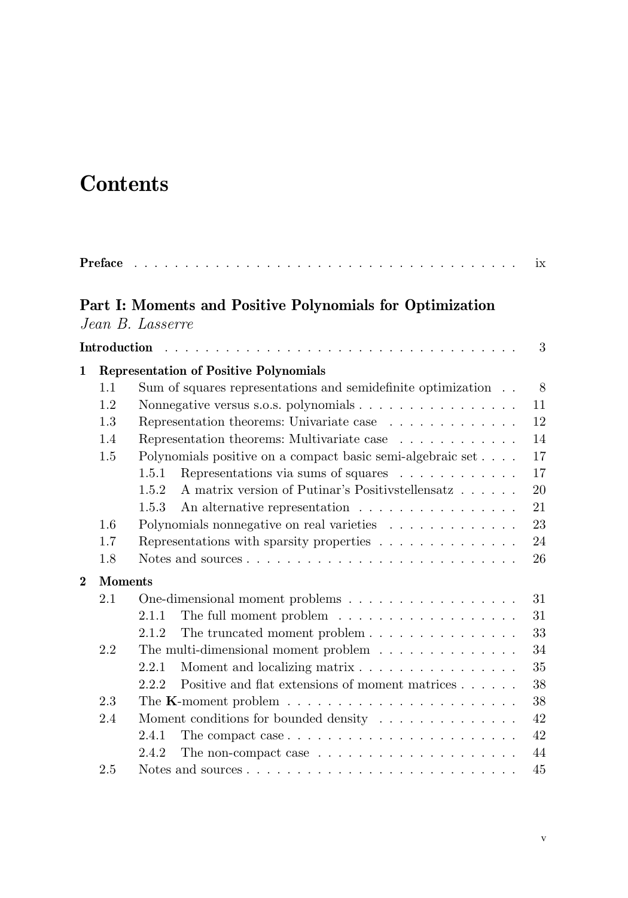# Contents

**Preface** . . . . . . . . . . . . . . . . . . . . . . . . . . . . . . . . . . . . ix

## Part I: Moments and Positive Polynomials for Optimization

*Jean B. Lasserre*

**Introduction** . . . . . . . . . . . . . . . . . . . . . . . . . . . . . . . . . . 3

**1 Representation of Positive Polynomials**

- 1.1 Sum of squares representations and semidefinite optimization . . 8
- 1.2 Nonnegative versus s.o.s. polynomials . . . . . . . . . . . . . . . . 11
- 1.3 Representation theorems: Univariate case . . . . . . . . . . . . . 12
- 1.4 Representation theorems: Multivariate case . . . . . . . . . . . . 14
- 1.5 Polynomials positive on a compact basic semi-algebraic set . . . . 17
  - 1.5.1 Representations via sums of squares . . . . . . . . . . . . 17
  - 1.5.2 A matrix version of Putinar's Positivstellensatz . . . . . . 20
  - 1.5.3 An alternative representation . . . . . . . . . . . . . . . . 21
- 1.6 Polynomials nonnegative on real varieties . . . . . . . . . . . . . 23
- 1.7 Representations with sparsity properties . . . . . . . . . . . . . . 24
- 1.8 Notes and sources . . . . . . . . . . . . . . . . . . . . . . . . . . 26

**2 Moments**

- 2.1 One-dimensional moment problems . . . . . . . . . . . . . . . . . 31
  - 2.1.1 The full moment problem . . . . . . . . . . . . . . . . . . 31
  - 2.1.2 The truncated moment problem . . . . . . . . . . . . . . . 33
- 2.2 The multi-dimensional moment problem . . . . . . . . . . . . . . 34
  - 2.2.1 Moment and localizing matrix . . . . . . . . . . . . . . . . 35
  - 2.2.2 Positive and flat extensions of moment matrices . . . . . . 38
- 2.3 The **K**-moment problem . . . . . . . . . . . . . . . . . . . . . . . 38
- 2.4 Moment conditions for bounded density . . . . . . . . . . . . . . 42
  - 2.4.1 The compact case . . . . . . . . . . . . . . . . . . . . . . . 42
  - 2.4.2 The non-compact case . . . . . . . . . . . . . . . . . . . . 44
- 2.5 Notes and sources . . . . . . . . . . . . . . . . . . . . . . . . . . 45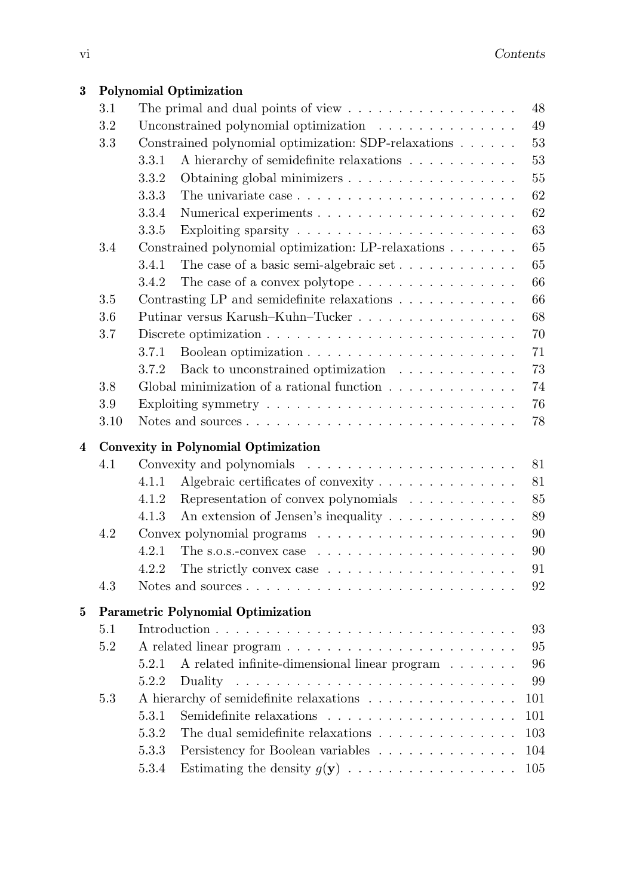**3 Polynomial Optimization**

- 3.1 The primal and dual points of view . . . . . 48
- 3.2 Unconstrained polynomial optimization . . . . . 49
- 3.3 Constrained polynomial optimization: SDP-relaxations . . . . . 53
  - 3.3.1 A hierarchy of semidefinite relaxations . . . . . 53
  - 3.3.2 Obtaining global minimizers . . . . . 55
  - 3.3.3 The univariate case . . . . . 62
  - 3.3.4 Numerical experiments . . . . . 62
  - 3.3.5 Exploiting sparsity . . . . . 63
- 3.4 Constrained polynomial optimization: LP-relaxations . . . . . 65
  - 3.4.1 The case of a basic semi-algebraic set . . . . . 65
  - 3.4.2 The case of a convex polytope . . . . . 66
- 3.5 Contrasting LP and semidefinite relaxations . . . . . 66
- 3.6 Putinar versus Karush–Kuhn–Tucker . . . . . 68
- 3.7 Discrete optimization . . . . . 70
  - 3.7.1 Boolean optimization . . . . . 71
  - 3.7.2 Back to unconstrained optimization . . . . . 73
- 3.8 Global minimization of a rational function . . . . . 74
- 3.9 Exploiting symmetry . . . . . 76
- 3.10 Notes and sources . . . . . 78

**4 Convexity in Polynomial Optimization**

- 4.1 Convexity and polynomials . . . . . 81
  - 4.1.1 Algebraic certificates of convexity . . . . . 81
  - 4.1.2 Representation of convex polynomials . . . . . 85
  - 4.1.3 An extension of Jensen's inequality . . . . . 89
- 4.2 Convex polynomial programs . . . . . 90
  - 4.2.1 The s.o.s.-convex case . . . . . 90
  - 4.2.2 The strictly convex case . . . . . 91
- 4.3 Notes and sources . . . . . 92

**5 Parametric Polynomial Optimization**

- 5.1 Introduction . . . . . 93
- 5.2 A related linear program . . . . . 95
  - 5.2.1 A related infinite-dimensional linear program . . . . . 96
  - 5.2.2 Duality . . . . . 99
- 5.3 A hierarchy of semidefinite relaxations . . . . . 101
  - 5.3.1 Semidefinite relaxations . . . . . 101
  - 5.3.2 The dual semidefinite relaxations . . . . . 103
  - 5.3.3 Persistency for Boolean variables . . . . . 104
  - 5.3.4 Estimating the density $g(\mathbf{y})$ . . . . . 105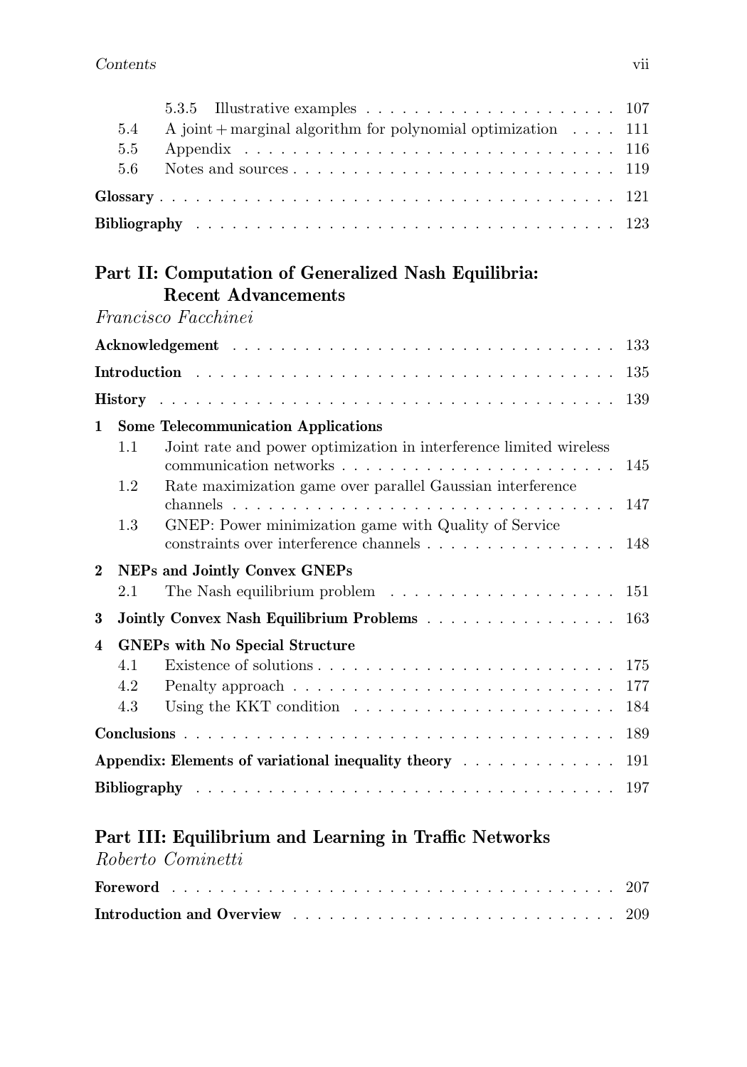5.3.5 Illustrative examples . . . . . . . . . . . . . . . . . . . . . 107
5.4 A joint + marginal algorithm for polynomial optimization . . . . 111
5.5 Appendix . . . . . . . . . . . . . . . . . . . . . . . . . . . . . . 116
5.6 Notes and sources . . . . . . . . . . . . . . . . . . . . . . . . . . 119

**Glossary** . . . . . . . . . . . . . . . . . . . . . . . . . . . . . . . . 121

**Bibliography** . . . . . . . . . . . . . . . . . . . . . . . . . . . . . . 123

## Part II: Computation of Generalized Nash Equilibria: Recent Advancements

*Francisco Facchinei*

**Acknowledgement** . . . . . . . . . . . . . . . . . . . . . . . . . . . . 133

**Introduction** . . . . . . . . . . . . . . . . . . . . . . . . . . . . . . 135

**History** . . . . . . . . . . . . . . . . . . . . . . . . . . . . . . . . . 139

**1 Some Telecommunication Applications**

1.1 Joint rate and power optimization in interference limited wireless communication networks . . . . . . . . . . . . . . . . . . . . . . . 145
1.2 Rate maximization game over parallel Gaussian interference channels . . . . . . . . . . . . . . . . . . . . . . . . . . . . . . . 147
1.3 GNEP: Power minimization game with Quality of Service constraints over interference channels . . . . . . . . . . . . . . . . 148

**2 NEPs and Jointly Convex GNEPs**

2.1 The Nash equilibrium problem . . . . . . . . . . . . . . . . . . . 151

**3 Jointly Convex Nash Equilibrium Problems** . . . . . . . . . . . . . . . 163

**4 GNEPs with No Special Structure**

4.1 Existence of solutions . . . . . . . . . . . . . . . . . . . . . . . . 175
4.2 Penalty approach . . . . . . . . . . . . . . . . . . . . . . . . . . . 177
4.3 Using the KKT condition . . . . . . . . . . . . . . . . . . . . . . 184

**Conclusions** . . . . . . . . . . . . . . . . . . . . . . . . . . . . . . . 189

**Appendix: Elements of variational inequality theory** . . . . . . . . . . . 191

**Bibliography** . . . . . . . . . . . . . . . . . . . . . . . . . . . . . . 197

## Part III: Equilibrium and Learning in Traffic Networks

*Roberto Cominetti*

**Foreword** . . . . . . . . . . . . . . . . . . . . . . . . . . . . . . . . 207

**Introduction and Overview** . . . . . . . . . . . . . . . . . . . . . . . 209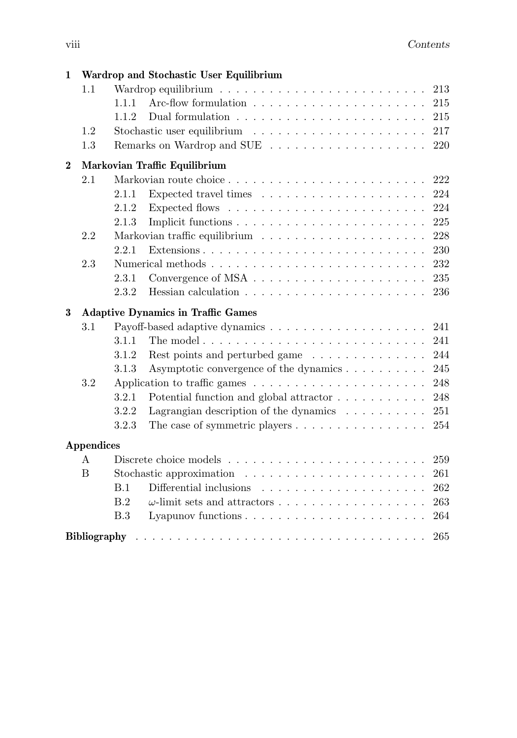**1 Wardrop and Stochastic User Equilibrium**

- 1.1 Wardrop equilibrium . . . . . 213
  - 1.1.1 Arc-flow formulation . . . . . 215
  - 1.1.2 Dual formulation . . . . . 215
- 1.2 Stochastic user equilibrium . . . . . 217
- 1.3 Remarks on Wardrop and SUE . . . . . 220

**2 Markovian Traffic Equilibrium**

- 2.1 Markovian route choice . . . . . 222
  - 2.1.1 Expected travel times . . . . . 224
  - 2.1.2 Expected flows . . . . . 224
  - 2.1.3 Implicit functions . . . . . 225
- 2.2 Markovian traffic equilibrium . . . . . 228
  - 2.2.1 Extensions . . . . . 230
- 2.3 Numerical methods . . . . . 232
  - 2.3.1 Convergence of MSA . . . . . 235
  - 2.3.2 Hessian calculation . . . . . 236

**3 Adaptive Dynamics in Traffic Games**

- 3.1 Payoff-based adaptive dynamics . . . . . 241
  - 3.1.1 The model . . . . . 241
  - 3.1.2 Rest points and perturbed game . . . . . 244
  - 3.1.3 Asymptotic convergence of the dynamics . . . . . 245
- 3.2 Application to traffic games . . . . . 248
  - 3.2.1 Potential function and global attractor . . . . . 248
  - 3.2.2 Lagrangian description of the dynamics . . . . . 251
  - 3.2.3 The case of symmetric players . . . . . 254

**Appendices**

- A Discrete choice models . . . . . 259
- B Stochastic approximation . . . . . 261
  - B.1 Differential inclusions . . . . . 262
  - B.2 $\omega$-limit sets and attractors . . . . . 263
  - B.3 Lyapunov functions . . . . . 264

**Bibliography** . . . . . 265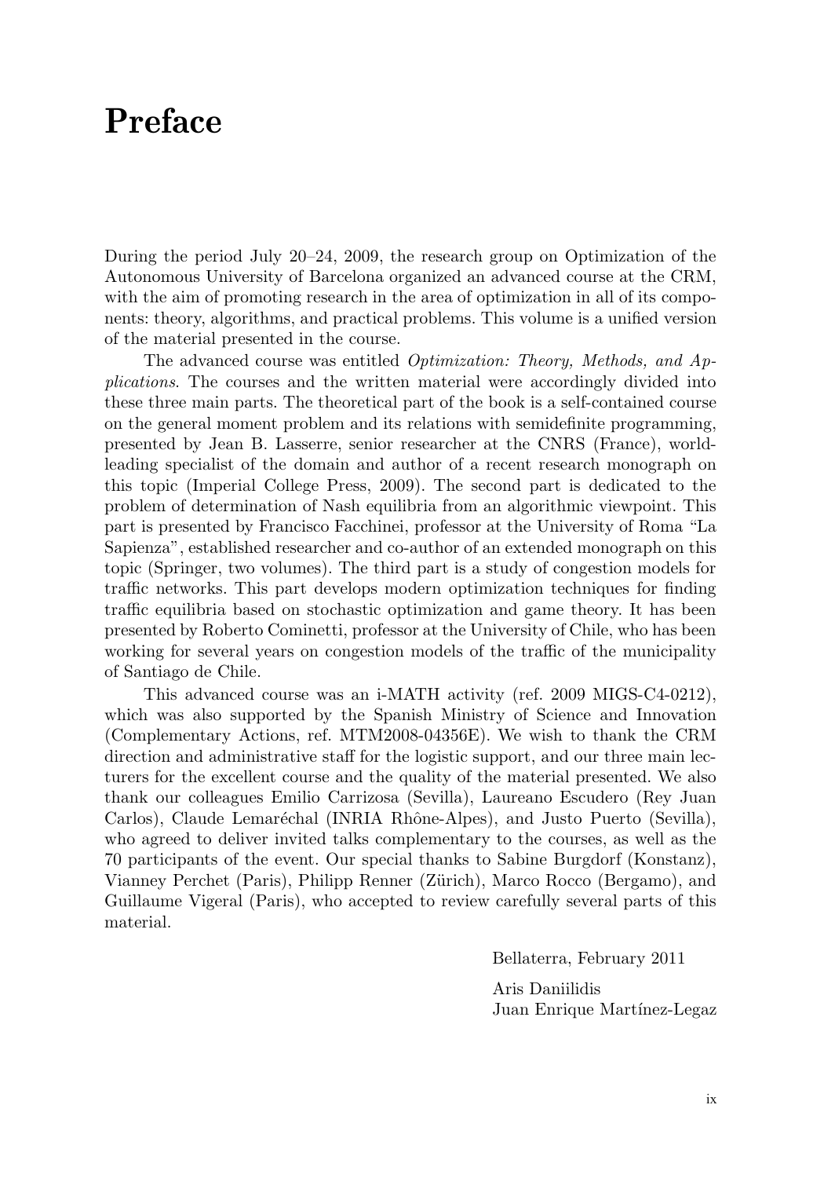# Preface

During the period July 20–24, 2009, the research group on Optimization of the Autonomous University of Barcelona organized an advanced course at the CRM, with the aim of promoting research in the area of optimization in all of its components: theory, algorithms, and practical problems. This volume is a unified version of the material presented in the course.

The advanced course was entitled *Optimization: Theory, Methods, and Applications*. The courses and the written material were accordingly divided into these three main parts. The theoretical part of the book is a self-contained course on the general moment problem and its relations with semidefinite programming, presented by Jean B. Lasserre, senior researcher at the CNRS (France), world-leading specialist of the domain and author of a recent research monograph on this topic (Imperial College Press, 2009). The second part is dedicated to the problem of determination of Nash equilibria from an algorithmic viewpoint. This part is presented by Francisco Facchinei, professor at the University of Roma "La Sapienza", established researcher and co-author of an extended monograph on this topic (Springer, two volumes). The third part is a study of congestion models for traffic networks. This part develops modern optimization techniques for finding traffic equilibria based on stochastic optimization and game theory. It has been presented by Roberto Cominetti, professor at the University of Chile, who has been working for several years on congestion models of the traffic of the municipality of Santiago de Chile.

This advanced course was an i-MATH activity (ref. 2009 MIGS-C4-0212), which was also supported by the Spanish Ministry of Science and Innovation (Complementary Actions, ref. MTM2008-04356E). We wish to thank the CRM direction and administrative staff for the logistic support, and our three main lecturers for the excellent course and the quality of the material presented. We also thank our colleagues Emilio Carrizosa (Sevilla), Laureano Escudero (Rey Juan Carlos), Claude Lemaréchal (INRIA Rhône-Alpes), and Justo Puerto (Sevilla), who agreed to deliver invited talks complementary to the courses, as well as the 70 participants of the event. Our special thanks to Sabine Burgdorf (Konstanz), Vianney Perchet (Paris), Philipp Renner (Zürich), Marco Rocco (Bergamo), and Guillaume Vigeral (Paris), who accepted to review carefully several parts of this material.

Bellaterra, February 2011

Aris Daniilidis
Juan Enrique Martínez-Legaz